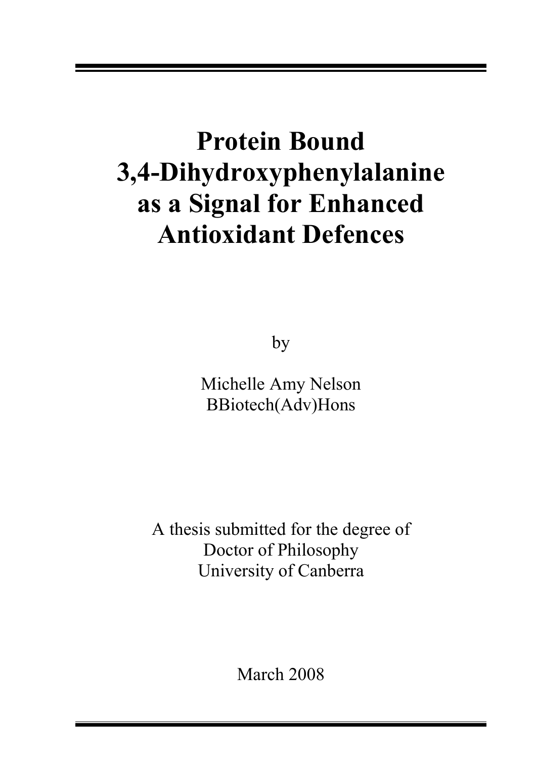# Protein Bound 3,4-Dihydroxyphenylalanine as a Signal for Enhanced Antioxidant Defences

by

Michelle Amy Nelson
BBiotech(Adv)Hons

A thesis submitted for the degree of
Doctor of Philosophy
University of Canberra

March 2008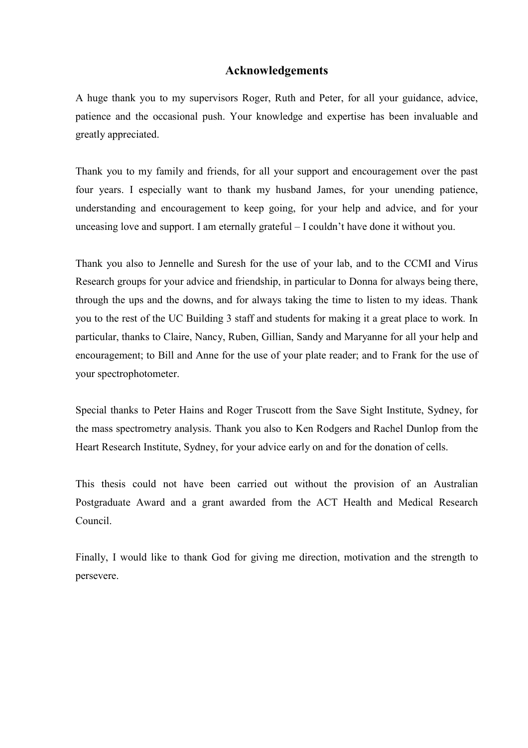# Acknowledgements

A huge thank you to my supervisors Roger, Ruth and Peter, for all your guidance, advice, patience and the occasional push. Your knowledge and expertise has been invaluable and greatly appreciated.

Thank you to my family and friends, for all your support and encouragement over the past four years. I especially want to thank my husband James, for your unending patience, understanding and encouragement to keep going, for your help and advice, and for your unceasing love and support. I am eternally grateful – I couldn't have done it without you.

Thank you also to Jennelle and Suresh for the use of your lab, and to the CCMI and Virus Research groups for your advice and friendship, in particular to Donna for always being there, through the ups and the downs, and for always taking the time to listen to my ideas. Thank you to the rest of the UC Building 3 staff and students for making it a great place to work. In particular, thanks to Claire, Nancy, Ruben, Gillian, Sandy and Maryanne for all your help and encouragement; to Bill and Anne for the use of your plate reader; and to Frank for the use of your spectrophotometer.

Special thanks to Peter Hains and Roger Truscott from the Save Sight Institute, Sydney, for the mass spectrometry analysis. Thank you also to Ken Rodgers and Rachel Dunlop from the Heart Research Institute, Sydney, for your advice early on and for the donation of cells.

This thesis could not have been carried out without the provision of an Australian Postgraduate Award and a grant awarded from the ACT Health and Medical Research Council.

Finally, I would like to thank God for giving me direction, motivation and the strength to persevere.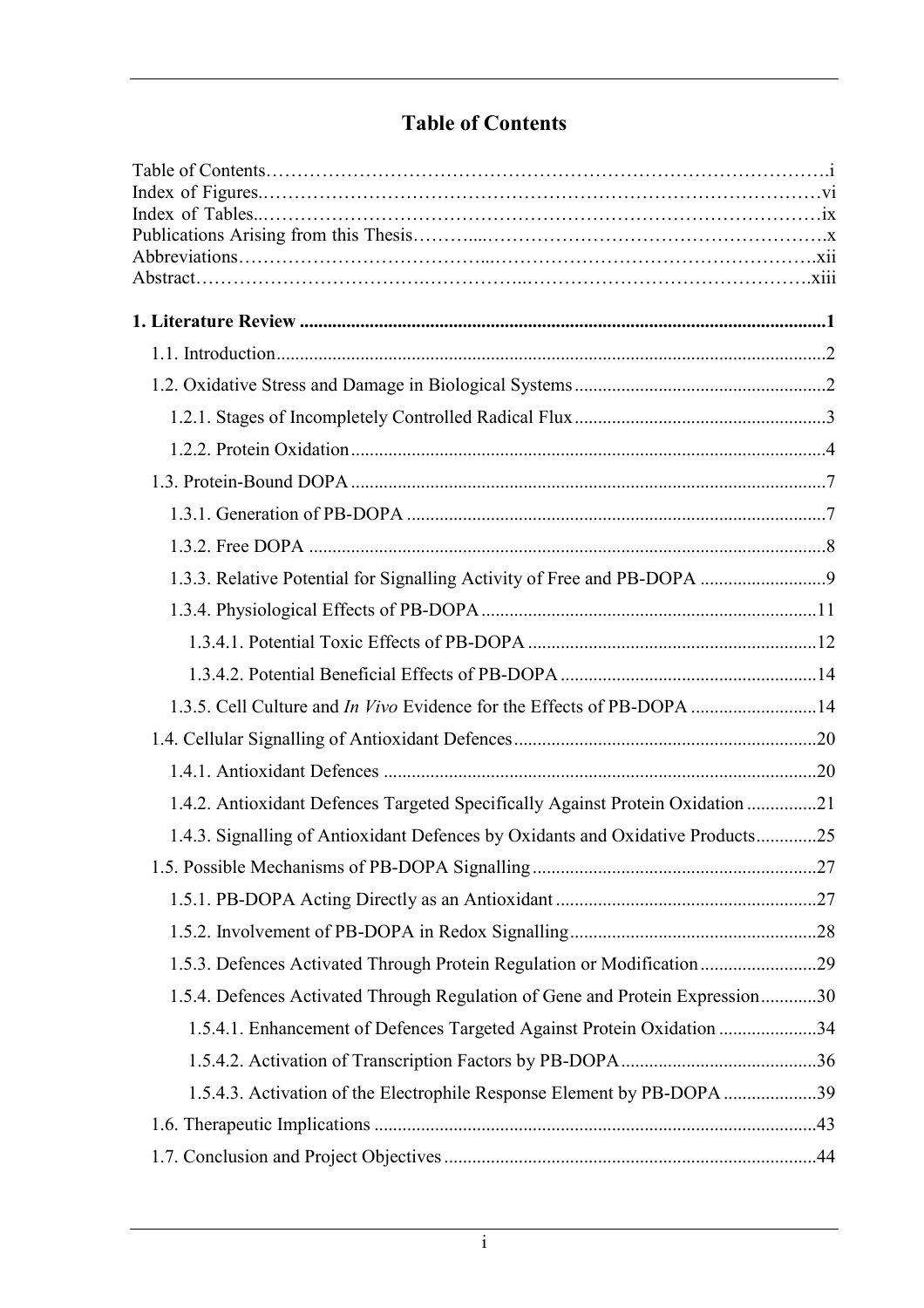# Table of Contents

Table of Contents……………………………………………………………………………….i
Index of Figures.………………………………………………………………………………vi
Index of Tables..………………………………………………………………………………ix
Publications Arising from this Thesis………...………………………………………………x
Abbreviations………………………………..………………………………………….xii
Abstract………………………………….…………..……………………………………….xiii

**1. Literature Review ..................................................................................................1**

1.1. Introduction....................................................................................................2

1.2. Oxidative Stress and Damage in Biological Systems.......................................2

1.2.1. Stages of Incompletely Controlled Radical Flux.........................................3

1.2.2. Protein Oxidation.......................................................................................4

1.3. Protein-Bound DOPA ......................................................................................7

1.3.1. Generation of PB-DOPA ............................................................................7

1.3.2. Free DOPA .................................................................................................8

1.3.3. Relative Potential for Signalling Activity of Free and PB-DOPA ...............9

1.3.4. Physiological Effects of PB-DOPA...........................................................11

1.3.4.1. Potential Toxic Effects of PB-DOPA ...................................................12

1.3.4.2. Potential Beneficial Effects of PB-DOPA .............................................14

1.3.5. Cell Culture and *In Vivo* Evidence for the Effects of PB-DOPA ...............14

1.4. Cellular Signalling of Antioxidant Defences...................................................20

1.4.1. Antioxidant Defences ...............................................................................20

1.4.2. Antioxidant Defences Targeted Specifically Against Protein Oxidation ...............21

1.4.3. Signalling of Antioxidant Defences by Oxidants and Oxidative Products.............25

1.5. Possible Mechanisms of PB-DOPA Signalling...............................................27

1.5.1. PB-DOPA Acting Directly as an Antioxidant ............................................27

1.5.2. Involvement of PB-DOPA in Redox Signalling..........................................28

1.5.3. Defences Activated Through Protein Regulation or Modification.............29

1.5.4. Defences Activated Through Regulation of Gene and Protein Expression............30

1.5.4.1. Enhancement of Defences Targeted Against Protein Oxidation ...........34

1.5.4.2. Activation of Transcription Factors by PB-DOPA..................................36

1.5.4.3. Activation of the Electrophile Response Element by PB-DOPA ...........39

1.6. Therapeutic Implications ..............................................................................43

1.7. Conclusion and Project Objectives ..............................................................44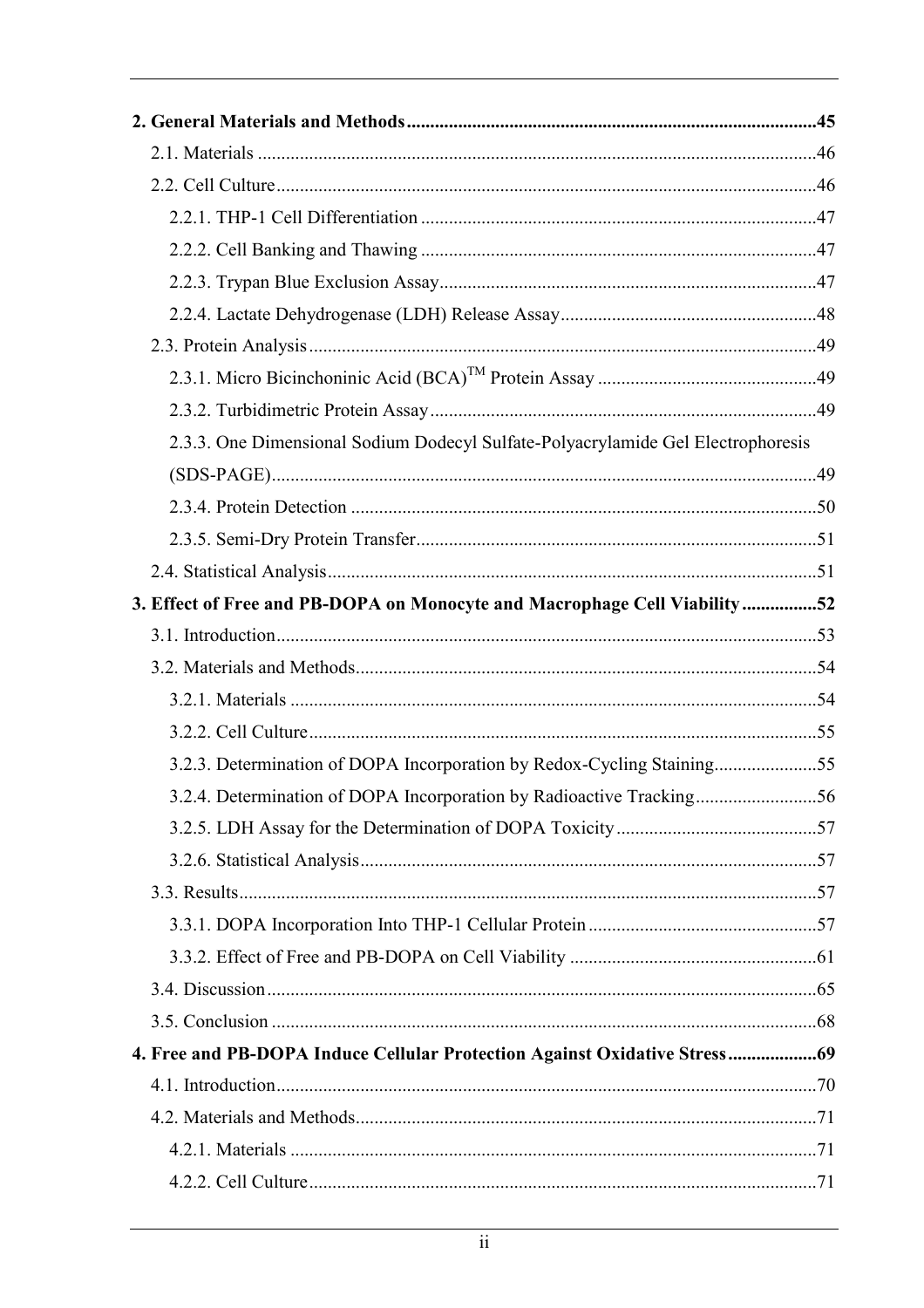**2. General Materials and Methods ........................................................................................45**

2.1. Materials .......................................................................................................................46

2.2. Cell Culture ...................................................................................................................46

2.2.1. THP-1 Cell Differentiation ....................................................................................47

2.2.2. Cell Banking and Thawing ....................................................................................47

2.2.3. Trypan Blue Exclusion Assay................................................................................47

2.2.4. Lactate Dehydrogenase (LDH) Release Assay.......................................................48

2.3. Protein Analysis ............................................................................................................49

2.3.1. Micro Bicinchoninic Acid (BCA)™ Protein Assay ..............................................49

2.3.2. Turbidimetric Protein Assay ..................................................................................49

2.3.3. One Dimensional Sodium Dodecyl Sulfate-Polyacrylamide Gel Electrophoresis (SDS-PAGE)....................................................................................................................49

2.3.4. Protein Detection ...................................................................................................50

2.3.5. Semi-Dry Protein Transfer.....................................................................................51

2.4. Statistical Analysis ........................................................................................................51

**3. Effect of Free and PB-DOPA on Monocyte and Macrophage Cell Viability ................52**

3.1. Introduction...................................................................................................................53

3.2. Materials and Methods..................................................................................................54

3.2.1. Materials ................................................................................................................54

3.2.2. Cell Culture ............................................................................................................55

3.2.3. Determination of DOPA Incorporation by Redox-Cycling Staining......................55

3.2.4. Determination of DOPA Incorporation by Radioactive Tracking..........................56

3.2.5. LDH Assay for the Determination of DOPA Toxicity ...........................................57

3.2.6. Statistical Analysis .................................................................................................57

3.3. Results...........................................................................................................................57

3.3.1. DOPA Incorporation Into THP-1 Cellular Protein .................................................57

3.3.2. Effect of Free and PB-DOPA on Cell Viability .....................................................61

3.4. Discussion .....................................................................................................................65

3.5. Conclusion ....................................................................................................................68

**4. Free and PB-DOPA Induce Cellular Protection Against Oxidative Stress ...................69**

4.1. Introduction...................................................................................................................70

4.2. Materials and Methods..................................................................................................71

4.2.1. Materials ................................................................................................................71

4.2.2. Cell Culture ............................................................................................................71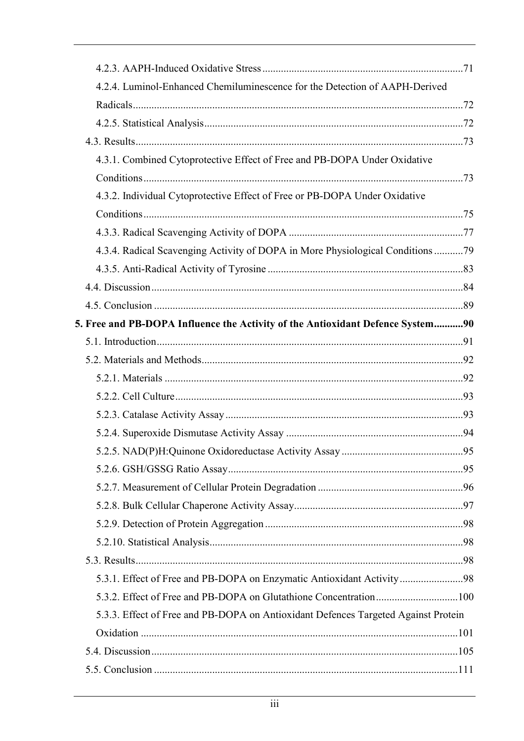4.2.3. AAPH-Induced Oxidative Stress ... 71

4.2.4. Luminol-Enhanced Chemiluminescence for the Detection of AAPH-Derived Radicals ... 72

4.2.5. Statistical Analysis ... 72

4.3. Results ... 73

4.3.1. Combined Cytoprotective Effect of Free and PB-DOPA Under Oxidative Conditions ... 73

4.3.2. Individual Cytoprotective Effect of Free or PB-DOPA Under Oxidative Conditions ... 75

4.3.3. Radical Scavenging Activity of DOPA ... 77

4.3.4. Radical Scavenging Activity of DOPA in More Physiological Conditions ... 79

4.3.5. Anti-Radical Activity of Tyrosine ... 83

4.4. Discussion ... 84

4.5. Conclusion ... 89

**5. Free and PB-DOPA Influence the Activity of the Antioxidant Defence System ... 90**

5.1. Introduction ... 91

5.2. Materials and Methods ... 92

5.2.1. Materials ... 92

5.2.2. Cell Culture ... 93

5.2.3. Catalase Activity Assay ... 93

5.2.4. Superoxide Dismutase Activity Assay ... 94

5.2.5. NAD(P)H:Quinone Oxidoreductase Activity Assay ... 95

5.2.6. GSH/GSSG Ratio Assay ... 95

5.2.7. Measurement of Cellular Protein Degradation ... 96

5.2.8. Bulk Cellular Chaperone Activity Assay ... 97

5.2.9. Detection of Protein Aggregation ... 98

5.2.10. Statistical Analysis ... 98

5.3. Results ... 98

5.3.1. Effect of Free and PB-DOPA on Enzymatic Antioxidant Activity ... 98

5.3.2. Effect of Free and PB-DOPA on Glutathione Concentration ... 100

5.3.3. Effect of Free and PB-DOPA on Antioxidant Defences Targeted Against Protein Oxidation ... 101

5.4. Discussion ... 105

5.5. Conclusion ... 111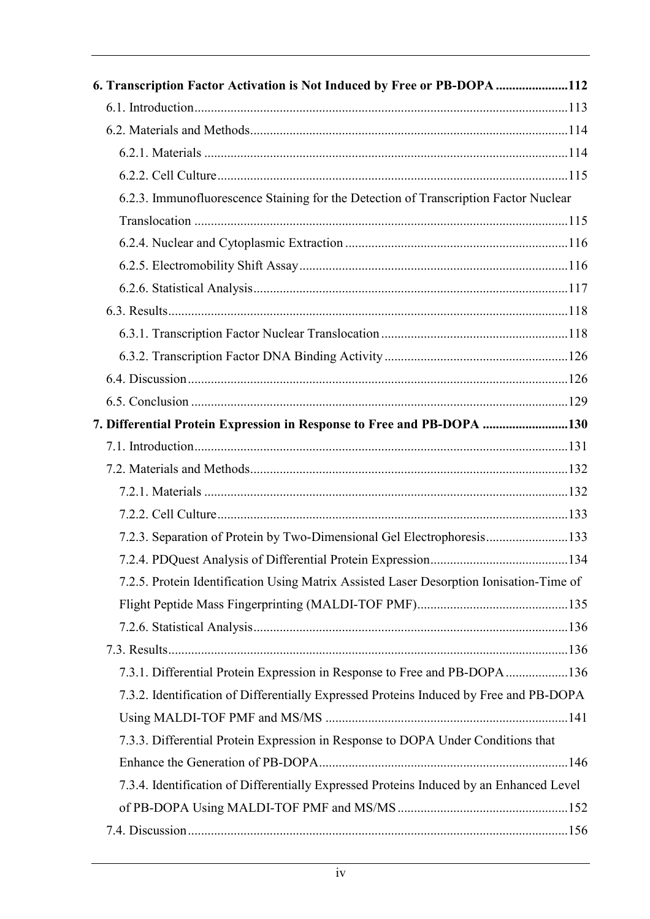**6. Transcription Factor Activation is Not Induced by Free or PB-DOPA ......................112**

6.1. Introduction.................................................................................................113

6.2. Materials and Methods................................................................................114

6.2.1. Materials ..............................................................................................114

6.2.2. Cell Culture..........................................................................................115

6.2.3. Immunofluorescence Staining for the Detection of Transcription Factor Nuclear Translocation .................................................................................................115

6.2.4. Nuclear and Cytoplasmic Extraction ...................................................................116

6.2.5. Electromobility Shift Assay.................................................................................116

6.2.6. Statistical Analysis...............................................................................117

6.3. Results.........................................................................................................118

6.3.1. Transcription Factor Nuclear Translocation .........................................................118

6.3.2. Transcription Factor DNA Binding Activity ........................................................126

6.4. Discussion...................................................................................................126

6.5. Conclusion ..................................................................................................129

**7. Differential Protein Expression in Response to Free and PB-DOPA ..........................130**

7.1. Introduction.................................................................................................131

7.2. Materials and Methods................................................................................132

7.2.1. Materials ..............................................................................................132

7.2.2. Cell Culture..........................................................................................133

7.2.3. Separation of Protein by Two-Dimensional Gel Electrophoresis.........................133

7.2.4. PDQuest Analysis of Differential Protein Expression..........................................134

7.2.5. Protein Identification Using Matrix Assisted Laser Desorption Ionisation-Time of Flight Peptide Mass Fingerprinting (MALDI-TOF PMF)..............................................135

7.2.6. Statistical Analysis...............................................................................136

7.3. Results.........................................................................................................136

7.3.1. Differential Protein Expression in Response to Free and PB-DOPA ...................136

7.3.2. Identification of Differentially Expressed Proteins Induced by Free and PB-DOPA Using MALDI-TOF PMF and MS/MS ..........................................................................141

7.3.3. Differential Protein Expression in Response to DOPA Under Conditions that Enhance the Generation of PB-DOPA............................................................................146

7.3.4. Identification of Differentially Expressed Proteins Induced by an Enhanced Level of PB-DOPA Using MALDI-TOF PMF and MS/MS ....................................................152

7.4. Discussion...................................................................................................156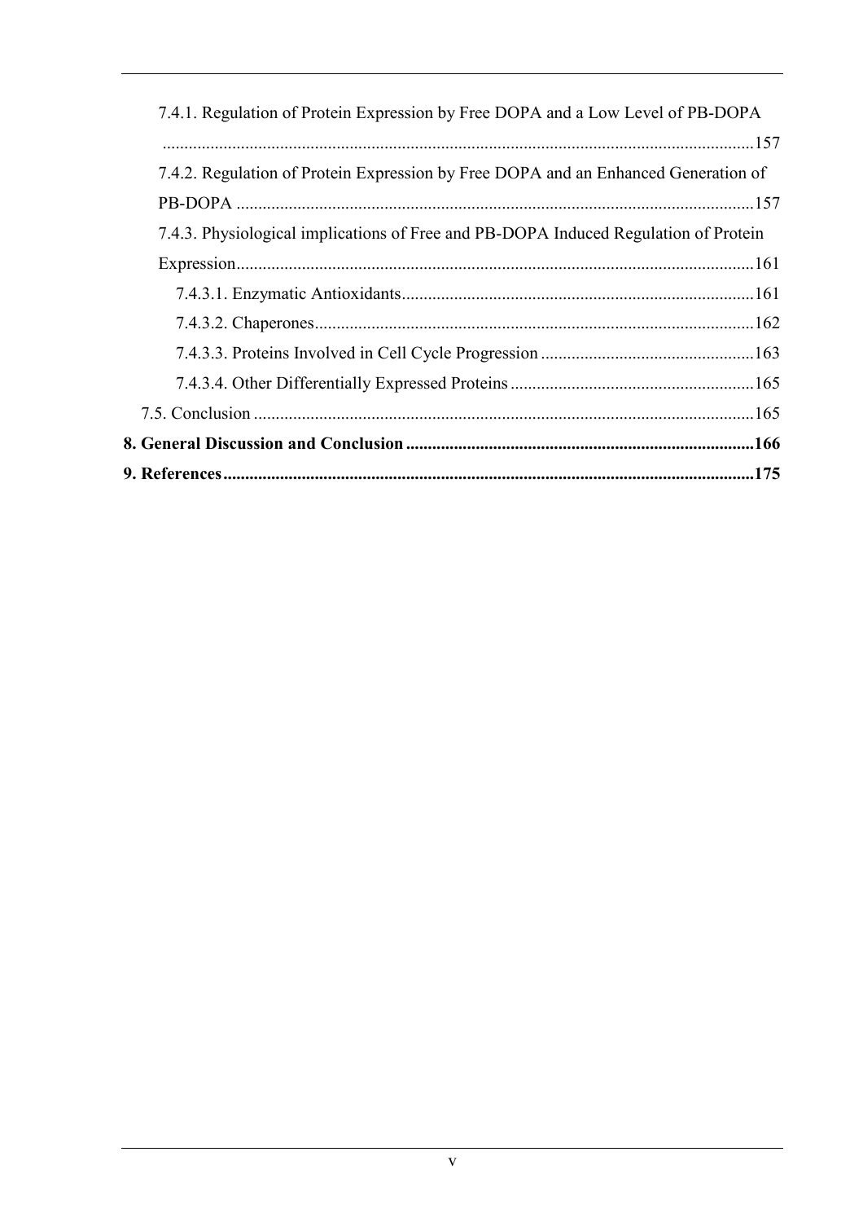7.4.1. Regulation of Protein Expression by Free DOPA and a Low Level of PB-DOPA ....... 157

7.4.2. Regulation of Protein Expression by Free DOPA and an Enhanced Generation of PB-DOPA ....... 157

7.4.3. Physiological implications of Free and PB-DOPA Induced Regulation of Protein Expression ....... 161

7.4.3.1. Enzymatic Antioxidants ....... 161

7.4.3.2. Chaperones ....... 162

7.4.3.3. Proteins Involved in Cell Cycle Progression ....... 163

7.4.3.4. Other Differentially Expressed Proteins ....... 165

7.5. Conclusion ....... 165

**8. General Discussion and Conclusion ....... 166**

**9. References ....... 175**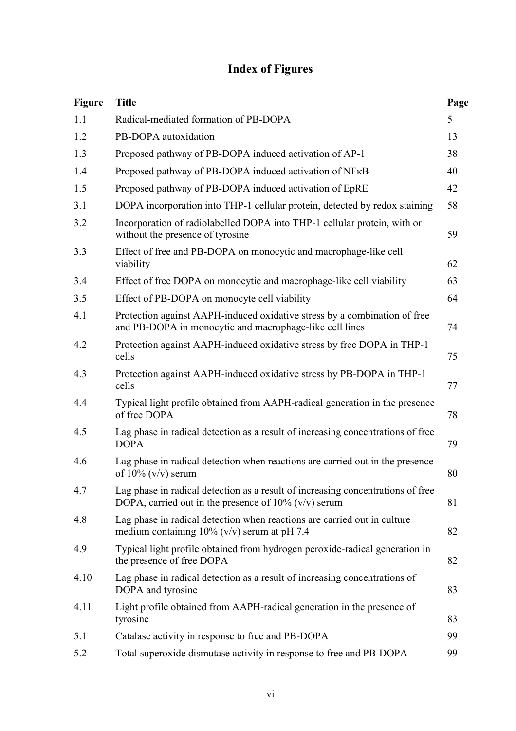# Index of Figures

| Figure | Title | Page |
| --- | --- | --- |
| 1.1 | Radical-mediated formation of PB-DOPA | 5 |
| 1.2 | PB-DOPA autoxidation | 13 |
| 1.3 | Proposed pathway of PB-DOPA induced activation of AP-1 | 38 |
| 1.4 | Proposed pathway of PB-DOPA induced activation of NFκB | 40 |
| 1.5 | Proposed pathway of PB-DOPA induced activation of EpRE | 42 |
| 3.1 | DOPA incorporation into THP-1 cellular protein, detected by redox staining | 58 |
| 3.2 | Incorporation of radiolabelled DOPA into THP-1 cellular protein, with or without the presence of tyrosine | 59 |
| 3.3 | Effect of free and PB-DOPA on monocytic and macrophage-like cell viability | 62 |
| 3.4 | Effect of free DOPA on monocytic and macrophage-like cell viability | 63 |
| 3.5 | Effect of PB-DOPA on monocyte cell viability | 64 |
| 4.1 | Protection against AAPH-induced oxidative stress by a combination of free and PB-DOPA in monocytic and macrophage-like cell lines | 74 |
| 4.2 | Protection against AAPH-induced oxidative stress by free DOPA in THP-1 cells | 75 |
| 4.3 | Protection against AAPH-induced oxidative stress by PB-DOPA in THP-1 cells | 77 |
| 4.4 | Typical light profile obtained from AAPH-radical generation in the presence of free DOPA | 78 |
| 4.5 | Lag phase in radical detection as a result of increasing concentrations of free DOPA | 79 |
| 4.6 | Lag phase in radical detection when reactions are carried out in the presence of 10% (v/v) serum | 80 |
| 4.7 | Lag phase in radical detection as a result of increasing concentrations of free DOPA, carried out in the presence of 10% (v/v) serum | 81 |
| 4.8 | Lag phase in radical detection when reactions are carried out in culture medium containing 10% (v/v) serum at pH 7.4 | 82 |
| 4.9 | Typical light profile obtained from hydrogen peroxide-radical generation in the presence of free DOPA | 82 |
| 4.10 | Lag phase in radical detection as a result of increasing concentrations of DOPA and tyrosine | 83 |
| 4.11 | Light profile obtained from AAPH-radical generation in the presence of tyrosine | 83 |
| 5.1 | Catalase activity in response to free and PB-DOPA | 99 |
| 5.2 | Total superoxide dismutase activity in response to free and PB-DOPA | 99 |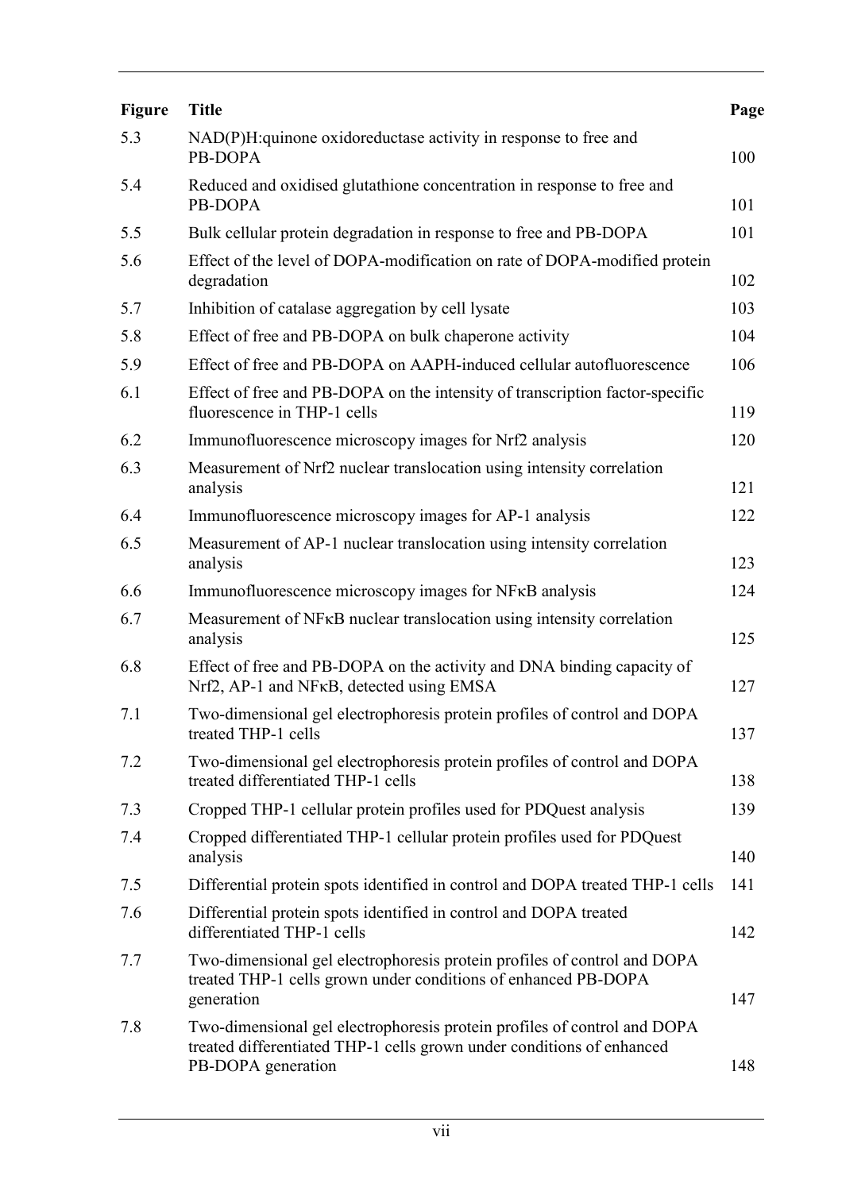| Figure | Title | Page |
| --- | --- | --- |
| 5.3 | NAD(P)H:quinone oxidoreductase activity in response to free and PB-DOPA | 100 |
| 5.4 | Reduced and oxidised glutathione concentration in response to free and PB-DOPA | 101 |
| 5.5 | Bulk cellular protein degradation in response to free and PB-DOPA | 101 |
| 5.6 | Effect of the level of DOPA-modification on rate of DOPA-modified protein degradation | 102 |
| 5.7 | Inhibition of catalase aggregation by cell lysate | 103 |
| 5.8 | Effect of free and PB-DOPA on bulk chaperone activity | 104 |
| 5.9 | Effect of free and PB-DOPA on AAPH-induced cellular autofluorescence | 106 |
| 6.1 | Effect of free and PB-DOPA on the intensity of transcription factor-specific fluorescence in THP-1 cells | 119 |
| 6.2 | Immunofluorescence microscopy images for Nrf2 analysis | 120 |
| 6.3 | Measurement of Nrf2 nuclear translocation using intensity correlation analysis | 121 |
| 6.4 | Immunofluorescence microscopy images for AP-1 analysis | 122 |
| 6.5 | Measurement of AP-1 nuclear translocation using intensity correlation analysis | 123 |
| 6.6 | Immunofluorescence microscopy images for NFκB analysis | 124 |
| 6.7 | Measurement of NFκB nuclear translocation using intensity correlation analysis | 125 |
| 6.8 | Effect of free and PB-DOPA on the activity and DNA binding capacity of Nrf2, AP-1 and NFκB, detected using EMSA | 127 |
| 7.1 | Two-dimensional gel electrophoresis protein profiles of control and DOPA treated THP-1 cells | 137 |
| 7.2 | Two-dimensional gel electrophoresis protein profiles of control and DOPA treated differentiated THP-1 cells | 138 |
| 7.3 | Cropped THP-1 cellular protein profiles used for PDQuest analysis | 139 |
| 7.4 | Cropped differentiated THP-1 cellular protein profiles used for PDQuest analysis | 140 |
| 7.5 | Differential protein spots identified in control and DOPA treated THP-1 cells | 141 |
| 7.6 | Differential protein spots identified in control and DOPA treated differentiated THP-1 cells | 142 |
| 7.7 | Two-dimensional gel electrophoresis protein profiles of control and DOPA treated THP-1 cells grown under conditions of enhanced PB-DOPA generation | 147 |
| 7.8 | Two-dimensional gel electrophoresis protein profiles of control and DOPA treated differentiated THP-1 cells grown under conditions of enhanced PB-DOPA generation | 148 |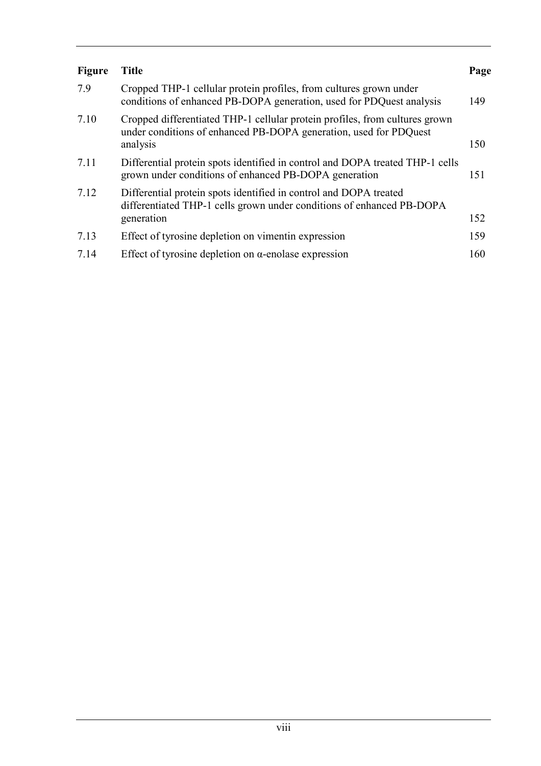| Figure | Title | Page |
|---|---|---|
| 7.9 | Cropped THP-1 cellular protein profiles, from cultures grown under conditions of enhanced PB-DOPA generation, used for PDQuest analysis | 149 |
| 7.10 | Cropped differentiated THP-1 cellular protein profiles, from cultures grown under conditions of enhanced PB-DOPA generation, used for PDQuest analysis | 150 |
| 7.11 | Differential protein spots identified in control and DOPA treated THP-1 cells grown under conditions of enhanced PB-DOPA generation | 151 |
| 7.12 | Differential protein spots identified in control and DOPA treated differentiated THP-1 cells grown under conditions of enhanced PB-DOPA generation | 152 |
| 7.13 | Effect of tyrosine depletion on vimentin expression | 159 |
| 7.14 | Effect of tyrosine depletion on $\alpha$-enolase expression | 160 |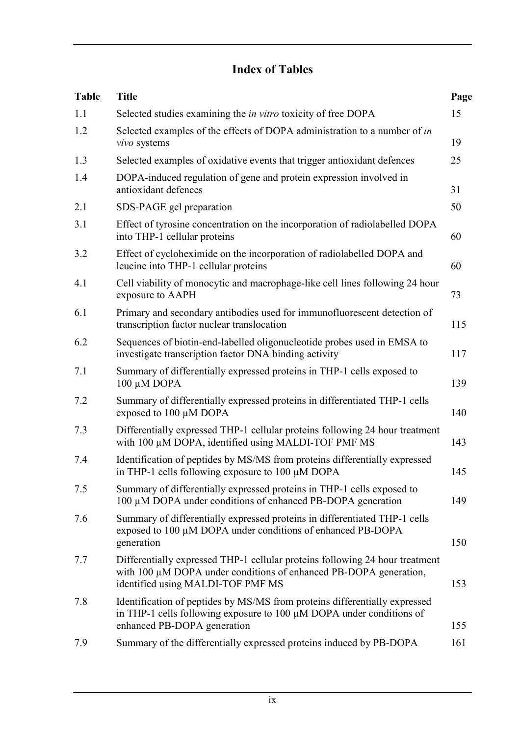# Index of Tables

| Table | Title | Page |
|---|---|---|
| 1.1 | Selected studies examining the *in vitro* toxicity of free DOPA | 15 |
| 1.2 | Selected examples of the effects of DOPA administration to a number of *in vivo* systems | 19 |
| 1.3 | Selected examples of oxidative events that trigger antioxidant defences | 25 |
| 1.4 | DOPA-induced regulation of gene and protein expression involved in antioxidant defences | 31 |
| 2.1 | SDS-PAGE gel preparation | 50 |
| 3.1 | Effect of tyrosine concentration on the incorporation of radiolabelled DOPA into THP-1 cellular proteins | 60 |
| 3.2 | Effect of cycloheximide on the incorporation of radiolabelled DOPA and leucine into THP-1 cellular proteins | 60 |
| 4.1 | Cell viability of monocytic and macrophage-like cell lines following 24 hour exposure to AAPH | 73 |
| 6.1 | Primary and secondary antibodies used for immunofluorescent detection of transcription factor nuclear translocation | 115 |
| 6.2 | Sequences of biotin-end-labelled oligonucleotide probes used in EMSA to investigate transcription factor DNA binding activity | 117 |
| 7.1 | Summary of differentially expressed proteins in THP-1 cells exposed to 100 µM DOPA | 139 |
| 7.2 | Summary of differentially expressed proteins in differentiated THP-1 cells exposed to 100 µM DOPA | 140 |
| 7.3 | Differentially expressed THP-1 cellular proteins following 24 hour treatment with 100 µM DOPA, identified using MALDI-TOF PMF MS | 143 |
| 7.4 | Identification of peptides by MS/MS from proteins differentially expressed in THP-1 cells following exposure to 100 µM DOPA | 145 |
| 7.5 | Summary of differentially expressed proteins in THP-1 cells exposed to 100 µM DOPA under conditions of enhanced PB-DOPA generation | 149 |
| 7.6 | Summary of differentially expressed proteins in differentiated THP-1 cells exposed to 100 µM DOPA under conditions of enhanced PB-DOPA generation | 150 |
| 7.7 | Differentially expressed THP-1 cellular proteins following 24 hour treatment with 100 µM DOPA under conditions of enhanced PB-DOPA generation, identified using MALDI-TOF PMF MS | 153 |
| 7.8 | Identification of peptides by MS/MS from proteins differentially expressed in THP-1 cells following exposure to 100 µM DOPA under conditions of enhanced PB-DOPA generation | 155 |
| 7.9 | Summary of the differentially expressed proteins induced by PB-DOPA | 161 |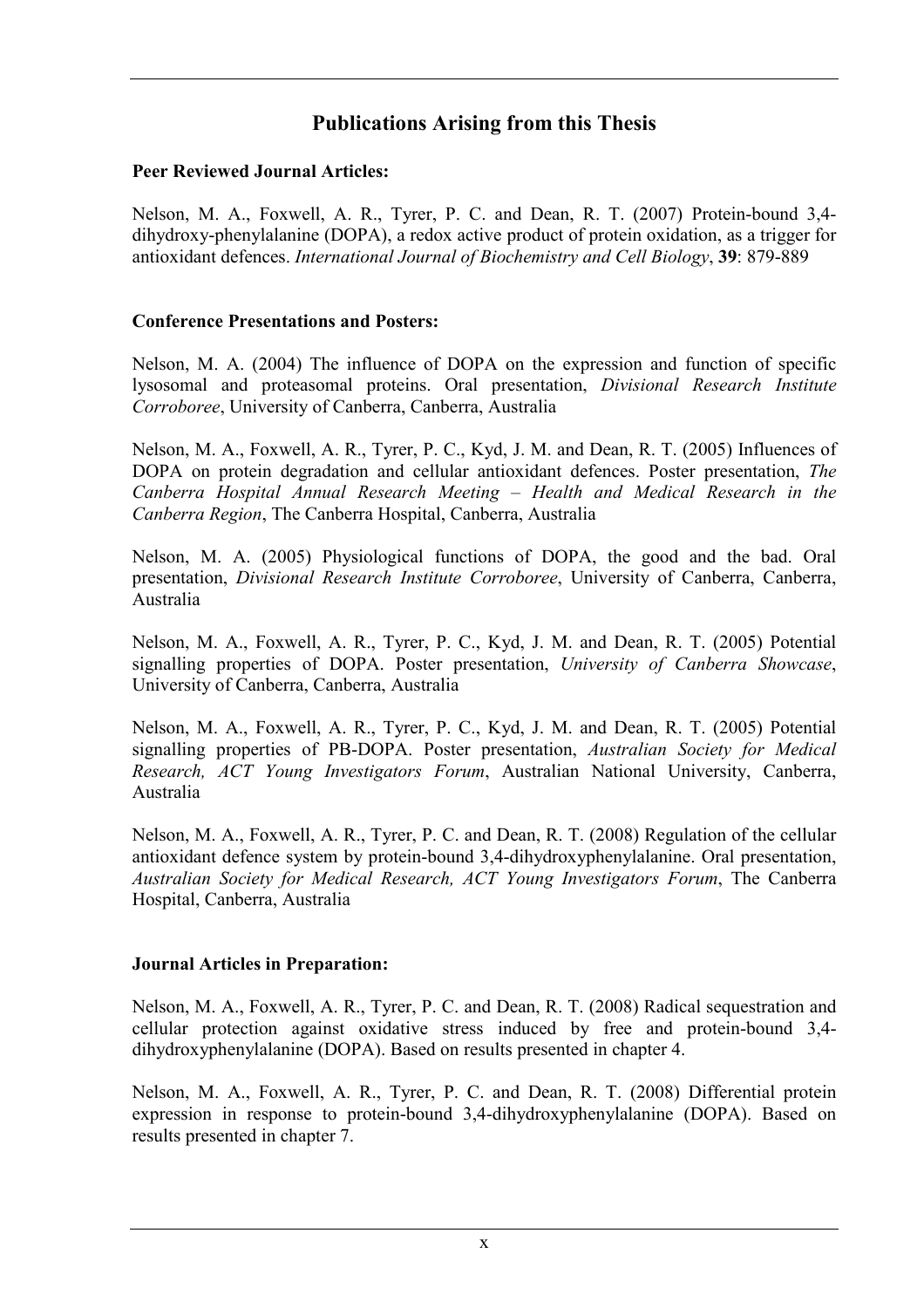# Publications Arising from this Thesis

**Peer Reviewed Journal Articles:**

Nelson, M. A., Foxwell, A. R., Tyrer, P. C. and Dean, R. T. (2007) Protein-bound 3,4-dihydroxy-phenylalanine (DOPA), a redox active product of protein oxidation, as a trigger for antioxidant defences. *International Journal of Biochemistry and Cell Biology*, **39**: 879-889

**Conference Presentations and Posters:**

Nelson, M. A. (2004) The influence of DOPA on the expression and function of specific lysosomal and proteasomal proteins. Oral presentation, *Divisional Research Institute Corroboree*, University of Canberra, Canberra, Australia

Nelson, M. A., Foxwell, A. R., Tyrer, P. C., Kyd, J. M. and Dean, R. T. (2005) Influences of DOPA on protein degradation and cellular antioxidant defences. Poster presentation, *The Canberra Hospital Annual Research Meeting – Health and Medical Research in the Canberra Region*, The Canberra Hospital, Canberra, Australia

Nelson, M. A. (2005) Physiological functions of DOPA, the good and the bad. Oral presentation, *Divisional Research Institute Corroboree*, University of Canberra, Canberra, Australia

Nelson, M. A., Foxwell, A. R., Tyrer, P. C., Kyd, J. M. and Dean, R. T. (2005) Potential signalling properties of DOPA. Poster presentation, *University of Canberra Showcase*, University of Canberra, Canberra, Australia

Nelson, M. A., Foxwell, A. R., Tyrer, P. C., Kyd, J. M. and Dean, R. T. (2005) Potential signalling properties of PB-DOPA. Poster presentation, *Australian Society for Medical Research, ACT Young Investigators Forum*, Australian National University, Canberra, Australia

Nelson, M. A., Foxwell, A. R., Tyrer, P. C. and Dean, R. T. (2008) Regulation of the cellular antioxidant defence system by protein-bound 3,4-dihydroxyphenylalanine. Oral presentation, *Australian Society for Medical Research, ACT Young Investigators Forum*, The Canberra Hospital, Canberra, Australia

**Journal Articles in Preparation:**

Nelson, M. A., Foxwell, A. R., Tyrer, P. C. and Dean, R. T. (2008) Radical sequestration and cellular protection against oxidative stress induced by free and protein-bound 3,4-dihydroxyphenylalanine (DOPA). Based on results presented in chapter 4.

Nelson, M. A., Foxwell, A. R., Tyrer, P. C. and Dean, R. T. (2008) Differential protein expression in response to protein-bound 3,4-dihydroxyphenylalanine (DOPA). Based on results presented in chapter 7.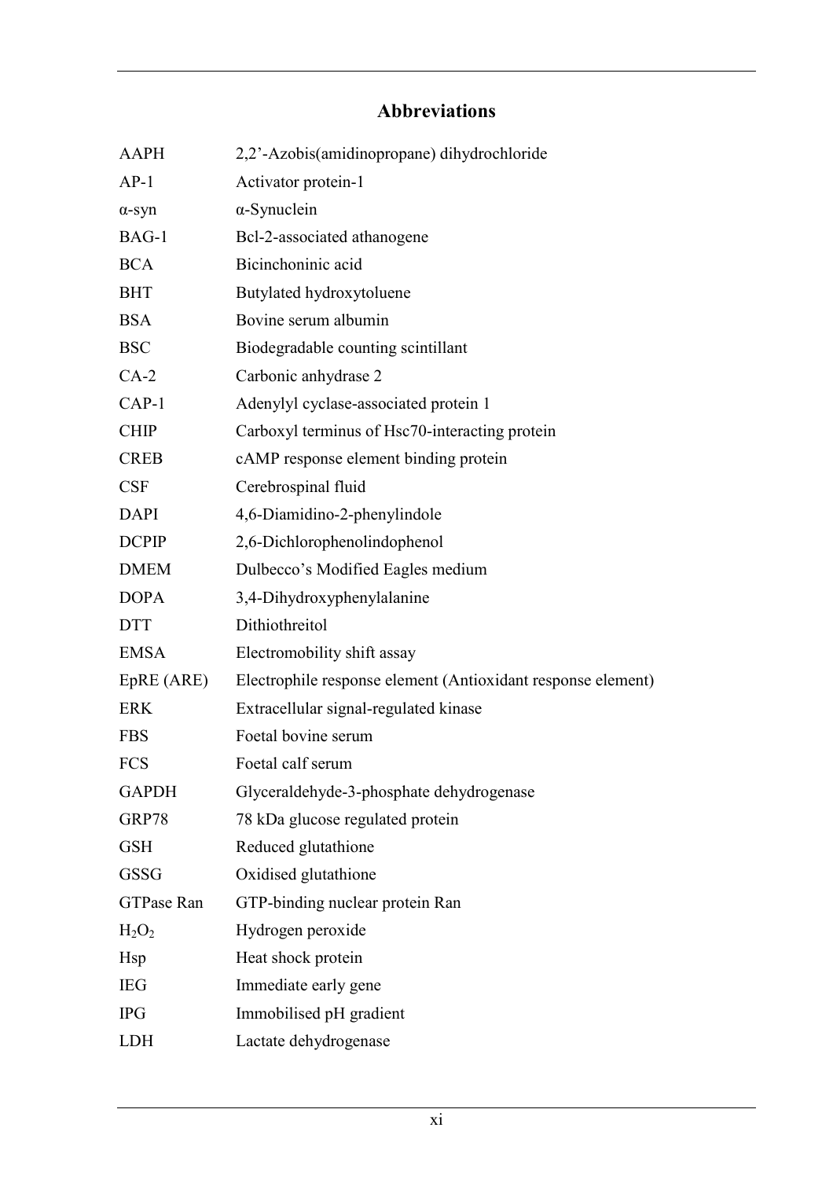## Abbreviations

| | |
|---|---|
| AAPH | 2,2'-Azobis(amidinopropane) dihydrochloride |
| AP-1 | Activator protein-1 |
| α-syn | α-Synuclein |
| BAG-1 | Bcl-2-associated athanogene |
| BCA | Bicinchoninic acid |
| BHT | Butylated hydroxytoluene |
| BSA | Bovine serum albumin |
| BSC | Biodegradable counting scintillant |
| CA-2 | Carbonic anhydrase 2 |
| CAP-1 | Adenylyl cyclase-associated protein 1 |
| CHIP | Carboxyl terminus of Hsc70-interacting protein |
| CREB | cAMP response element binding protein |
| CSF | Cerebrospinal fluid |
| DAPI | 4,6-Diamidino-2-phenylindole |
| DCPIP | 2,6-Dichlorophenolindophenol |
| DMEM | Dulbecco's Modified Eagles medium |
| DOPA | 3,4-Dihydroxyphenylalanine |
| DTT | Dithiothreitol |
| EMSA | Electromobility shift assay |
| EpRE (ARE) | Electrophile response element (Antioxidant response element) |
| ERK | Extracellular signal-regulated kinase |
| FBS | Foetal bovine serum |
| FCS | Foetal calf serum |
| GAPDH | Glyceraldehyde-3-phosphate dehydrogenase |
| GRP78 | 78 kDa glucose regulated protein |
| GSH | Reduced glutathione |
| GSSG | Oxidised glutathione |
| GTPase Ran | GTP-binding nuclear protein Ran |
| $H_2O_2$ | Hydrogen peroxide |
| Hsp | Heat shock protein |
| IEG | Immediate early gene |
| IPG | Immobilised pH gradient |
| LDH | Lactate dehydrogenase |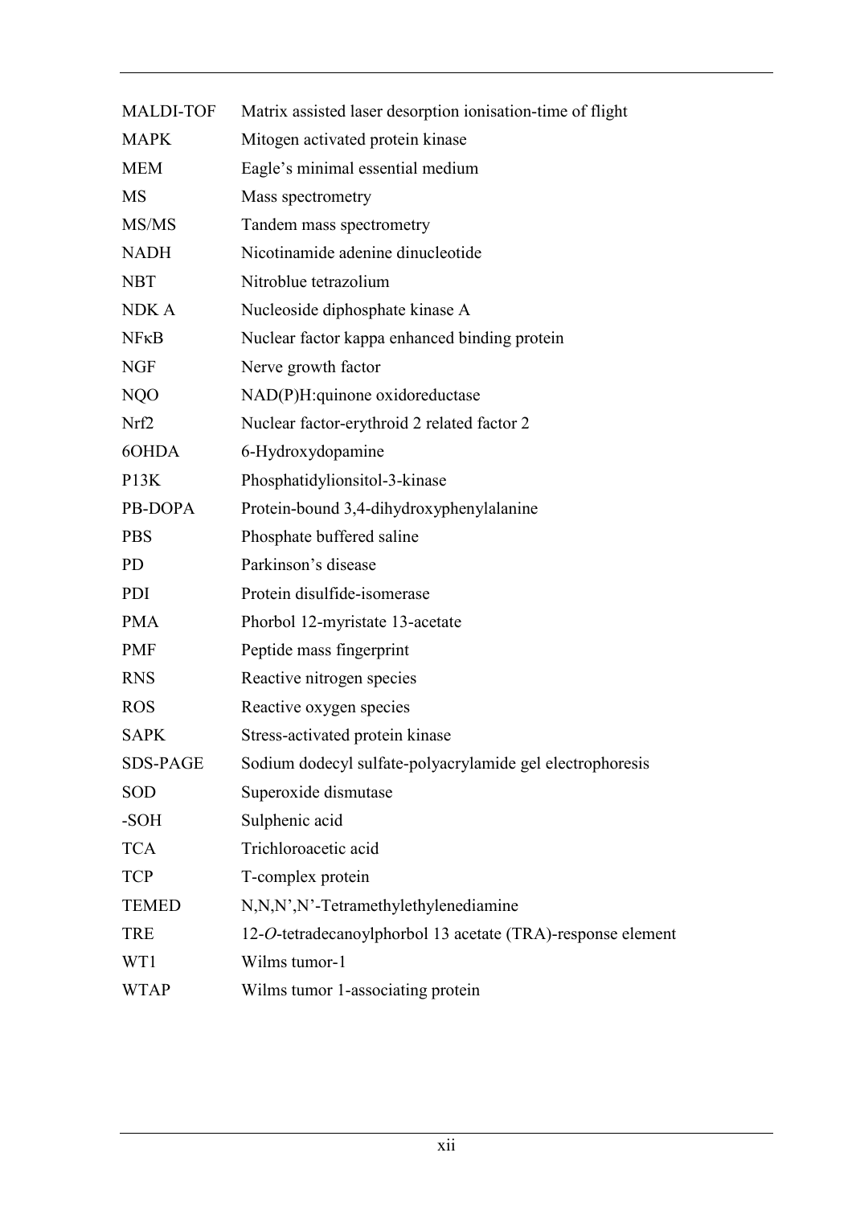| | |
|---|---|
| MALDI-TOF | Matrix assisted laser desorption ionisation-time of flight |
| MAPK | Mitogen activated protein kinase |
| MEM | Eagle's minimal essential medium |
| MS | Mass spectrometry |
| MS/MS | Tandem mass spectrometry |
| NADH | Nicotinamide adenine dinucleotide |
| NBT | Nitroblue tetrazolium |
| NDK A | Nucleoside diphosphate kinase A |
| NFκB | Nuclear factor kappa enhanced binding protein |
| NGF | Nerve growth factor |
| NQO | NAD(P)H:quinone oxidoreductase |
| Nrf2 | Nuclear factor-erythroid 2 related factor 2 |
| 6OHDA | 6-Hydroxydopamine |
| P13K | Phosphatidylionsitol-3-kinase |
| PB-DOPA | Protein-bound 3,4-dihydroxyphenylalanine |
| PBS | Phosphate buffered saline |
| PD | Parkinson's disease |
| PDI | Protein disulfide-isomerase |
| PMA | Phorbol 12-myristate 13-acetate |
| PMF | Peptide mass fingerprint |
| RNS | Reactive nitrogen species |
| ROS | Reactive oxygen species |
| SAPK | Stress-activated protein kinase |
| SDS-PAGE | Sodium dodecyl sulfate-polyacrylamide gel electrophoresis |
| SOD | Superoxide dismutase |
| -SOH | Sulphenic acid |
| TCA | Trichloroacetic acid |
| TCP | T-complex protein |
| TEMED | N,N,N',N'-Tetramethylethylenediamine |
| TRE | 12-*O*-tetradecanoylphorbol 13 acetate (TRA)-response element |
| WT1 | Wilms tumor-1 |
| WTAP | Wilms tumor 1-associating protein |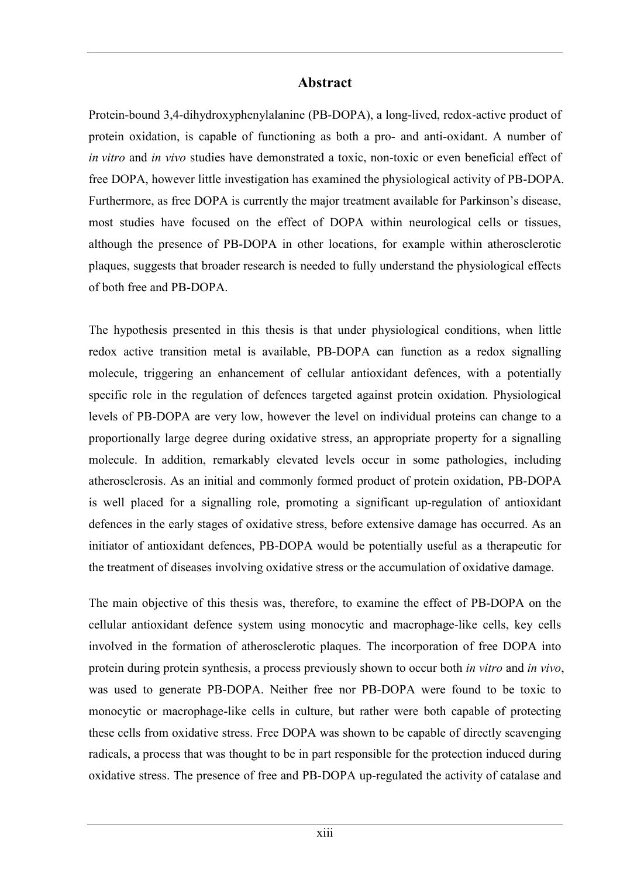## Abstract

Protein-bound 3,4-dihydroxyphenylalanine (PB-DOPA), a long-lived, redox-active product of protein oxidation, is capable of functioning as both a pro- and anti-oxidant. A number of *in vitro* and *in vivo* studies have demonstrated a toxic, non-toxic or even beneficial effect of free DOPA, however little investigation has examined the physiological activity of PB-DOPA. Furthermore, as free DOPA is currently the major treatment available for Parkinson's disease, most studies have focused on the effect of DOPA within neurological cells or tissues, although the presence of PB-DOPA in other locations, for example within atherosclerotic plaques, suggests that broader research is needed to fully understand the physiological effects of both free and PB-DOPA.

The hypothesis presented in this thesis is that under physiological conditions, when little redox active transition metal is available, PB-DOPA can function as a redox signalling molecule, triggering an enhancement of cellular antioxidant defences, with a potentially specific role in the regulation of defences targeted against protein oxidation. Physiological levels of PB-DOPA are very low, however the level on individual proteins can change to a proportionally large degree during oxidative stress, an appropriate property for a signalling molecule. In addition, remarkably elevated levels occur in some pathologies, including atherosclerosis. As an initial and commonly formed product of protein oxidation, PB-DOPA is well placed for a signalling role, promoting a significant up-regulation of antioxidant defences in the early stages of oxidative stress, before extensive damage has occurred. As an initiator of antioxidant defences, PB-DOPA would be potentially useful as a therapeutic for the treatment of diseases involving oxidative stress or the accumulation of oxidative damage.

The main objective of this thesis was, therefore, to examine the effect of PB-DOPA on the cellular antioxidant defence system using monocytic and macrophage-like cells, key cells involved in the formation of atherosclerotic plaques. The incorporation of free DOPA into protein during protein synthesis, a process previously shown to occur both *in vitro* and *in vivo*, was used to generate PB-DOPA. Neither free nor PB-DOPA were found to be toxic to monocytic or macrophage-like cells in culture, but rather were both capable of protecting these cells from oxidative stress. Free DOPA was shown to be capable of directly scavenging radicals, a process that was thought to be in part responsible for the protection induced during oxidative stress. The presence of free and PB-DOPA up-regulated the activity of catalase and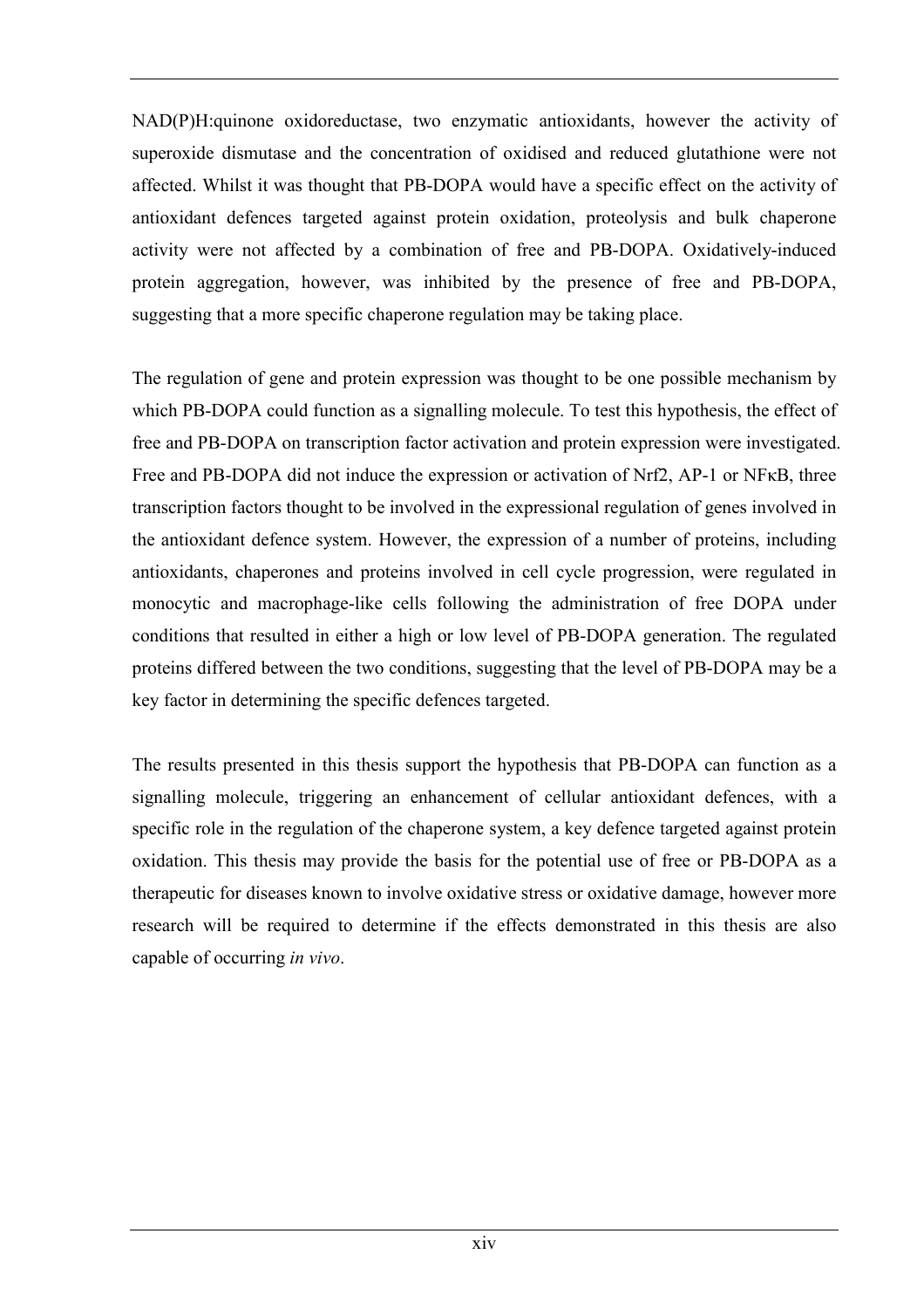NAD(P)H:quinone oxidoreductase, two enzymatic antioxidants, however the activity of superoxide dismutase and the concentration of oxidised and reduced glutathione were not affected. Whilst it was thought that PB-DOPA would have a specific effect on the activity of antioxidant defences targeted against protein oxidation, proteolysis and bulk chaperone activity were not affected by a combination of free and PB-DOPA. Oxidatively-induced protein aggregation, however, was inhibited by the presence of free and PB-DOPA, suggesting that a more specific chaperone regulation may be taking place.

The regulation of gene and protein expression was thought to be one possible mechanism by which PB-DOPA could function as a signalling molecule. To test this hypothesis, the effect of free and PB-DOPA on transcription factor activation and protein expression were investigated. Free and PB-DOPA did not induce the expression or activation of Nrf2, AP-1 or NFκB, three transcription factors thought to be involved in the expressional regulation of genes involved in the antioxidant defence system. However, the expression of a number of proteins, including antioxidants, chaperones and proteins involved in cell cycle progression, were regulated in monocytic and macrophage-like cells following the administration of free DOPA under conditions that resulted in either a high or low level of PB-DOPA generation. The regulated proteins differed between the two conditions, suggesting that the level of PB-DOPA may be a key factor in determining the specific defences targeted.

The results presented in this thesis support the hypothesis that PB-DOPA can function as a signalling molecule, triggering an enhancement of cellular antioxidant defences, with a specific role in the regulation of the chaperone system, a key defence targeted against protein oxidation. This thesis may provide the basis for the potential use of free or PB-DOPA as a therapeutic for diseases known to involve oxidative stress or oxidative damage, however more research will be required to determine if the effects demonstrated in this thesis are also capable of occurring *in vivo*.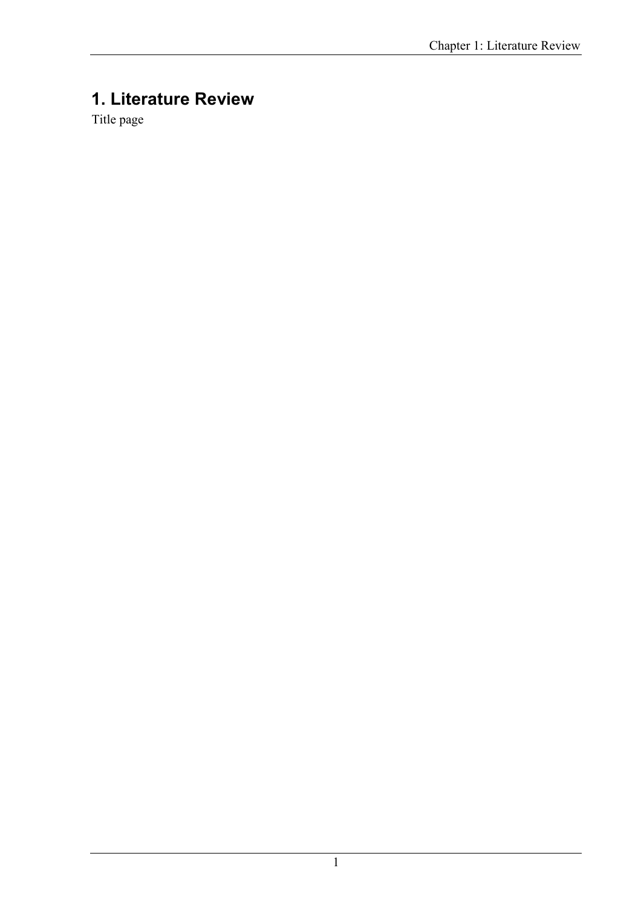# 1. Literature Review

Title page